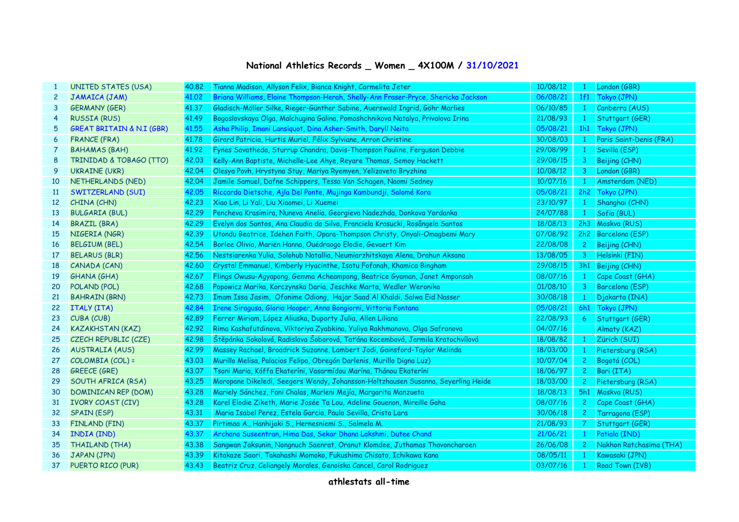# National Athletics Records _ Women _ 4X100M / 31/10/2021

| | | | | | | |
|---|---|---|---|---|---|---|
| 1 | UNITED STATES (USA) | 40.82 | Tianna Madison, Allyson Felix, Bianca Knight, Carmelita Jeter | 10/08/12 | 1 | London (GBR) |
| 2 | JAMAICA (JAM) | 41.02 | Briana Williams, Elaine Thompson-Herah, Shelly-Ann Fraser-Pryce, Shericka Jackson | 06/08/21 | 1f1 | Tokyo (JPN) |
| 3 | GERMANY (GER) | 41.37 | Gladisch-Möller Silke, Rieger-Günther Sabine, Auerswald Ingrid, Göhr Marlies | 06/10/85 | 1 | Canberra (AUS) |
| 4 | RUSSIA (RUS) | 41.49 | Bogoslovskaya Olga, Malchugina Galina, Pomoshchnikova Natalya, Privalova Irina | 21/08/93 | 1 | Stuttgart (GER) |
| 5 | GREAT BRITAIN & N.I (GBR) | 41.55 | Asha Philip, Imani Lansiquot, Dina Asher-Smith, Daryll Neita | 05/08/21 | 1h1 | Tokyo (JPN) |
| 6 | FRANCE (FRA) | 41.78 | Girard Patricia, Hurtis Muriel, Félix Sylviane, Arron Christine | 30/08/03 | 1 | Paris Saint-Denis (FRA) |
| 7 | BAHAMAS (BAH) | 41.92 | Fynes Savatheda, Sturrup Chandra, Davis-Thompson Pauline, Ferguson Debbie | 29/08/99 | 1 | Sevilla (ESP) |
| 8 | TRINIDAD & TOBAGO (TTO) | 42.03 | Kelly-Ann Baptiste, Michelle-Lee Ahye, Reyare Thomas, Semoy Hackett | 29/08/15 | 3 | Beijing (CHN) |
| 9 | UKRAINE (UKR) | 42.04 | Olesya Povh, Hrystyna Stuy, Mariya Ryemyen, Yelizaveta Bryzhina | 10/08/12 | 3 | London (GBR) |
| 10 | NETHERLANDS (NED) | 42.04 | Jamile Samuel, Dafne Schippers, Tessa Van Schagen, Naomi Sedney | 10/07/16 | 1 | Amsterdam (NED) |
| 11 | SWITZERLAND (SUI) | 42.05 | Riccarda Dietsche, Ajla Del Ponte, Mujinga Kambundji, Salomé Kora | 05/08/21 | 2h2 | Tokyo (JPN) |
| 12 | CHINA (CHN) | 42.23 | Xiao Lin, Li Yali, Liu Xiaomei, Li Xuemei | 23/10/97 | 1 | Shanghai (CHN) |
| 13 | BULGARIA (BUL) | 42.29 | Pencheva Krasimira, Nuneva Anelia, Georgieva Nadezhda, Donkova Yordanka | 24/07/88 | 1 | Sofia (BUL) |
| 14 | BRAZIL (BRA) | 42.29 | Evelyn dos Santos, Ana Claudia da Silva, Franciela Krasucki, Rosângela Santos | 18/08/13 | 2h3 | Moskva (RUS) |
| 15 | NIGERIA (NGR) | 42.39 | Utondu Beatrice, Idehen Faith, Opara-Thompson Christy, Onyali-Omagbemi Mary | 07/08/92 | 2h2 | Barcelona (ESP) |
| 16 | BELGIUM (BEL) | 42.54 | Borlee Olivia, Mariën Hanna, Ouédraogo Elodie, Gevaert Kim | 22/08/08 | 2 | Beijing (CHN) |
| 17 | BELARUS (BLR) | 42.56 | Nestsiarenka Yulia, Solohub Natallia, Neumiarzhitskaya Alena, Drahun Aksana | 13/08/05 | 3 | Helsinki (FIN) |
| 18 | CANADA (CAN) | 42.60 | Crystal Emmanuel, Kimberly Hyacinthe, Isatu Fofanah, Khamica Bingham | 29/08/15 | 3h1 | Beijing (CHN) |
| 19 | GHANA (GHA) | 42.67 | Flings Owusu-Agyapong, Gemma Acheampong, Beatrice Gyaman, Janet Amponsah | 08/07/16 | 1 | Cape Coast (GHA) |
| 20 | POLAND (POL) | 42.68 | Popowicz Marika, Korczynska Daria, Jeschke Marta, Wedler Weronika | 01/08/10 | 3 | Barcelona (ESP) |
| 21 | BAHRAIN (BRN) | 42.73 | Imam Issa Jasim, Ofonime Odiong, Hajar Saad Al Khaldi, Salwa Eid Nasser | 30/08/18 | 1 | Djakarta (INA) |
| 22 | ITALY (ITA) | 42.84 | Irene Siragusa, Gloria Hooper, Anna Bongiorni, Vittoria Fontana | 05/08/21 | 6h1 | Tokyo (JPN) |
| 23 | CUBA (CUB) | 42.89 | Ferrer Miriam, López Aliuska, Duporty Julia, Allen Liliana | 22/08/93 | 6 | Stuttgart (GER) |
| 24 | KAZAKHSTAN (KAZ) | 42.92 | Rima Kashafutdinova, Viktoriya Zyabkina, Yuliya Rakhmanova, Olga Safronova | 04/07/16 | | Almaty (KAZ) |
| 25 | CZECH REPUBLIC (CZE) | 42.98 | Štěpánka Sokolová, Radislava Šoborová, Taťána Kocembová, Jarmila Kratochvílová | 18/08/82 | 1 | Zürich (SUI) |
| 26 | AUSTRALIA (AUS) | 42.99 | Massey Rachael, Broadrick Suzanne, Lambert Jodi, Gainsford-Taylor Melinda | 18/03/00 | 1 | Pietersburg (RSA) |
| 27 | COLOMBIA (COL) = | 43.03 | Murillo Melisa, Palacios Felipa, Obregón Darlenis, Murillo Digna Luz) | 10/07/04 | 2 | Bogotá (COL) |
| 28 | GREECE (GRE) | 43.07 | Tsoni Maria, Kóffa Ekateríni, Vasarmídou Marína, Thánou Ekateríni | 18/06/97 | 2 | Bari (ITA) |
| 29 | SOUTH AFRICA (RSA) | 43.25 | Moropane Dikeledi, Seegers Wendy, Johansson-Holtzhausen Susanna, Seyerling Heide | 18/03/00 | 2 | Pietersburg (RSA) |
| 30 | DOMINICAN REP (DOM) | 43.28 | Mariely Sánchez, Fani Chalas, Marleni Mejía, Margarita Manzueta | 18/08/13 | 5h1 | Moskva (RUS) |
| 31 | IVORY COAST (CIV) | 43.28 | Karel Elodie Ziketh, Marie Josée Ta Lou, Adeline Gouenon, Mireille Gaha | 08/07/16 | 2 | Cape Coast (GHA) |
| 32 | SPAIN (ESP) | 43.31 | Maria Isabel Perez, Estela Garcia, Paula Sevilla, Crista Lara | 30/06/18 | 2 | Tarragona (ESP) |
| 33 | FINLAND (FIN) | 43.37 | Pirtimaa A., Hanhijoki S., Hernesniemi S., Salmela M. | 21/08/93 | 7 | Stuttgart (GER) |
| 34 | INDIA (IND) | 43.37 | Archana Suseentran, Hima Das, Sekar Dhana Lakshmi, Dutee Chand | 21/06/21 | 1 | Patiala (IND) |
| 35 | THAILAND (THA) | 43.38 | Sangwan Jaksunin, Nongnuch Saenrat, Oranut Klomdee, Juthamas Thavoncharoen | 26/06/08 | 2 | Nakhon Ratchasima (THA) |
| 36 | JAPAN (JPN) | 43.39 | Kitakaze Saori, Takahashi Momoko, Fukushima Chisato, Ichikawa Kana | 08/05/11 | 1 | Kawasaki (JPN) |
| 37 | PUERTO RICO (PUR) | 43.43 | Beatriz Cruz, Celiangely Morales, Genoiska Cancel, Carol Rodriguez | 03/07/16 | 1 | Road Town (IVB) |

athlestats all-time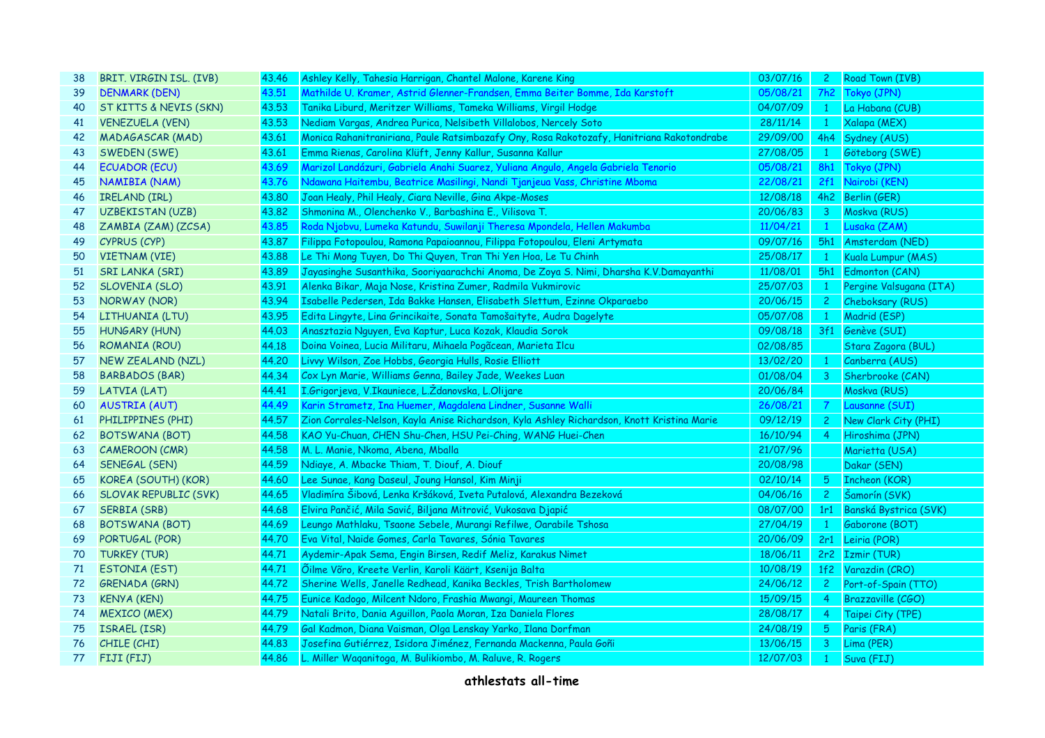| 38 | BRIT. VIRGIN ISL. (IVB) | 43.46 | Ashley Kelly, Tahesia Harrigan, Chantel Malone, Karene King | 03/07/16 | 2 | Road Town (IVB) |
|---|---|---|---|---|---|---|
| 39 | DENMARK (DEN) | 43.51 | Mathilde U. Kramer, Astrid Glenner-Frandsen, Emma Beiter Bomme, Ida Karstoft | 05/08/21 | 7h2 | Tokyo (JPN) |
| 40 | ST KITTS & NEVIS (SKN) | 43.53 | Tanika Liburd, Meritzer Williams, Tameka Williams, Virgil Hodge | 04/07/09 | 1 | La Habana (CUB) |
| 41 | VENEZUELA (VEN) | 43.53 | Nediam Vargas, Andrea Purica, Nelsibeth Villalobos, Nercely Soto | 28/11/14 | 1 | Xalapa (MEX) |
| 42 | MADAGASCAR (MAD) | 43.61 | Monica Rahanitraniriana, Paule Ratsimbazafy Ony, Rosa Rakotozafy, Hanitriana Rakotondrabe | 29/09/00 | 4h4 | Sydney (AUS) |
| 43 | SWEDEN (SWE) | 43.61 | Emma Rienas, Carolina Klüft, Jenny Kallur, Susanna Kallur | 27/08/05 | 1 | Göteborg (SWE) |
| 44 | ECUADOR (ECU) | 43.69 | Marizol Landázuri, Gabriela Anahi Suarez, Yuliana Angulo, Angela Gabriela Tenorio | 05/08/21 | 8h1 | Tokyo (JPN) |
| 45 | NAMIBIA (NAM) | 43.76 | Ndawana Haitembu, Beatrice Masilingi, Nandi Tjanjeua Vass, Christine Mboma | 22/08/21 | 2f1 | Nairobi (KEN) |
| 46 | IRELAND (IRL) | 43.80 | Joan Healy, Phil Healy, Ciara Neville, Gina Akpe-Moses | 12/08/18 | 4h2 | Berlin (GER) |
| 47 | UZBEKISTAN (UZB) | 43.82 | Shmonina M., Olenchenko V., Barbashina E., Vilisova T. | 20/06/83 | 3 | Moskva (RUS) |
| 48 | ZAMBIA (ZAM) (ZCSA) | 43.85 | Roda Njobvu, Lumeka Katundu, Suwilanji Theresa Mpondela, Hellen Makumba | 11/04/21 | 1 | Lusaka (ZAM) |
| 49 | CYPRUS (CYP) | 43.87 | Filippa Fotopoulou, Ramona Papaioannou, Filippa Fotopoulou, Eleni Artymata | 09/07/16 | 5h1 | Amsterdam (NED) |
| 50 | VIETNAM (VIE) | 43.88 | Le Thi Mong Tuyen, Do Thi Quyen, Tran Thi Yen Hoa, Le Tu Chinh | 25/08/17 | 1 | Kuala Lumpur (MAS) |
| 51 | SRI LANKA (SRI) | 43.89 | Jayasinghe Susanthika, Sooriyaarachchi Anoma, De Zoya S. Nimi, Dharsha K.V.Damayanthi | 11/08/01 | 5h1 | Edmonton (CAN) |
| 52 | SLOVENIA (SLO) | 43.91 | Alenka Bikar, Maja Nose, Kristina Zumer, Radmila Vukmirovic | 25/07/03 | 1 | Pergine Valsugana (ITA) |
| 53 | NORWAY (NOR) | 43.94 | Isabelle Pedersen, Ida Bakke Hansen, Elisabeth Slettum, Ezinne Okparaebo | 20/06/15 | 2 | Cheboksary (RUS) |
| 54 | LITHUANIA (LTU) | 43.95 | Edita Lingyte, Lina Grincikaite, Sonata Tamošaityte, Audra Dagelyte | 05/07/08 | 1 | Madrid (ESP) |
| 55 | HUNGARY (HUN) | 44.03 | Anasztazia Nguyen, Eva Kaptur, Luca Kozak, Klaudia Sorok | 09/08/18 | 3f1 | Genève (SUI) |
| 56 | ROMANIA (ROU) | 44.18 | Doina Voinea, Lucia Militaru, Mihaela Pogăcean, Marieta Ilcu | 02/08/85 | | Stara Zagora (BUL) |
| 57 | NEW ZEALAND (NZL) | 44.20 | Livvy Wilson, Zoe Hobbs, Georgia Hulls, Rosie Elliott | 13/02/20 | 1 | Canberra (AUS) |
| 58 | BARBADOS (BAR) | 44.34 | Cox Lyn Marie, Williams Genna, Bailey Jade, Weekes Luan | 01/08/04 | 3 | Sherbrooke (CAN) |
| 59 | LATVIA (LAT) | 44.41 | I.Grigorjeva, V.Ikauniece, L.Ždanovska, L.Olijare | 20/06/84 | | Moskva (RUS) |
| 60 | AUSTRIA (AUT) | 44.49 | Karin Strametz, Ina Huemer, Magdalena Lindner, Susanne Walli | 26/08/21 | 7 | Lausanne (SUI) |
| 61 | PHILIPPINES (PHI) | 44.57 | Zion Corrales-Nelson, Kayla Anise Richardson, Kyla Ashley Richardson, Knott Kristina Marie | 09/12/19 | 2 | New Clark City (PHI) |
| 62 | BOTSWANA (BOT) | 44.58 | KAO Yu-Chuan, CHEN Shu-Chen, HSU Pei-Ching, WANG Huei-Chen | 16/10/94 | 4 | Hiroshima (JPN) |
| 63 | CAMEROON (CMR) | 44.58 | M. L. Manie, Nkoma, Abena, Mballa | 21/07/96 | | Marietta (USA) |
| 64 | SENEGAL (SEN) | 44.59 | Ndiaye, A. Mbacke Thiam, T. Diouf, A. Diouf | 20/08/98 | | Dakar (SEN) |
| 65 | KOREA (SOUTH) (KOR) | 44.60 | Lee Sunae, Kang Daseul, Joung Hansol, Kim Minji | 02/10/14 | 5 | Incheon (KOR) |
| 66 | SLOVAK REPUBLIC (SVK) | 44.65 | Vladimíra Šibová, Lenka Kršáková, Iveta Putalová, Alexandra Bezeková | 04/06/16 | 2 | Šamorín (SVK) |
| 67 | SERBIA (SRB) | 44.68 | Elvira Pančić, Mila Savić, Biljana Mitrović, Vukosava Djapić | 08/07/00 | 1r1 | Banská Bystrica (SVK) |
| 68 | BOTSWANA (BOT) | 44.69 | Leungo Mathlaku, Tsaone Sebele, Murangi Refilwe, Oarabile Tshosa | 27/04/19 | 1 | Gaborone (BOT) |
| 69 | PORTUGAL (POR) | 44.70 | Eva Vital, Naide Gomes, Carla Tavares, Sónia Tavares | 20/06/09 | 2r1 | Leiria (POR) |
| 70 | TURKEY (TUR) | 44.71 | Aydemir-Apak Sema, Engin Birsen, Redif Meliz, Karakus Nimet | 18/06/11 | 2r2 | Izmir (TUR) |
| 71 | ESTONIA (EST) | 44.71 | Õilme Võro, Kreete Verlin, Karoli Käärt, Ksenija Balta | 10/08/19 | 1f2 | Varazdin (CRO) |
| 72 | GRENADA (GRN) | 44.72 | Sherine Wells, Janelle Redhead, Kanika Beckles, Trish Bartholomew | 24/06/12 | 2 | Port-of-Spain (TTO) |
| 73 | KENYA (KEN) | 44.75 | Eunice Kadogo, Milcent Ndoro, Frashia Mwangi, Maureen Thomas | 15/09/15 | 4 | Brazzaville (CGO) |
| 74 | MEXICO (MEX) | 44.79 | Natali Brito, Dania Aguillon, Paola Moran, Iza Daniela Flores | 28/08/17 | 4 | Taipei City (TPE) |
| 75 | ISRAEL (ISR) | 44.79 | Gal Kadmon, Diana Vaisman, Olga Lenskay Yarko, Ilana Dorfman | 24/08/19 | 5 | Paris (FRA) |
| 76 | CHILE (CHI) | 44.83 | Josefina Gutiérrez, Isidora Jiménez, Fernanda Mackenna, Paula Goñi | 13/06/15 | 3 | Lima (PER) |
| 77 | FIJI (FIJ) | 44.86 | L. Miller Waqanitoga, M. Bulikiombo, M. Raluve, R. Rogers | 12/07/03 | 1 | Suva (FIJ) |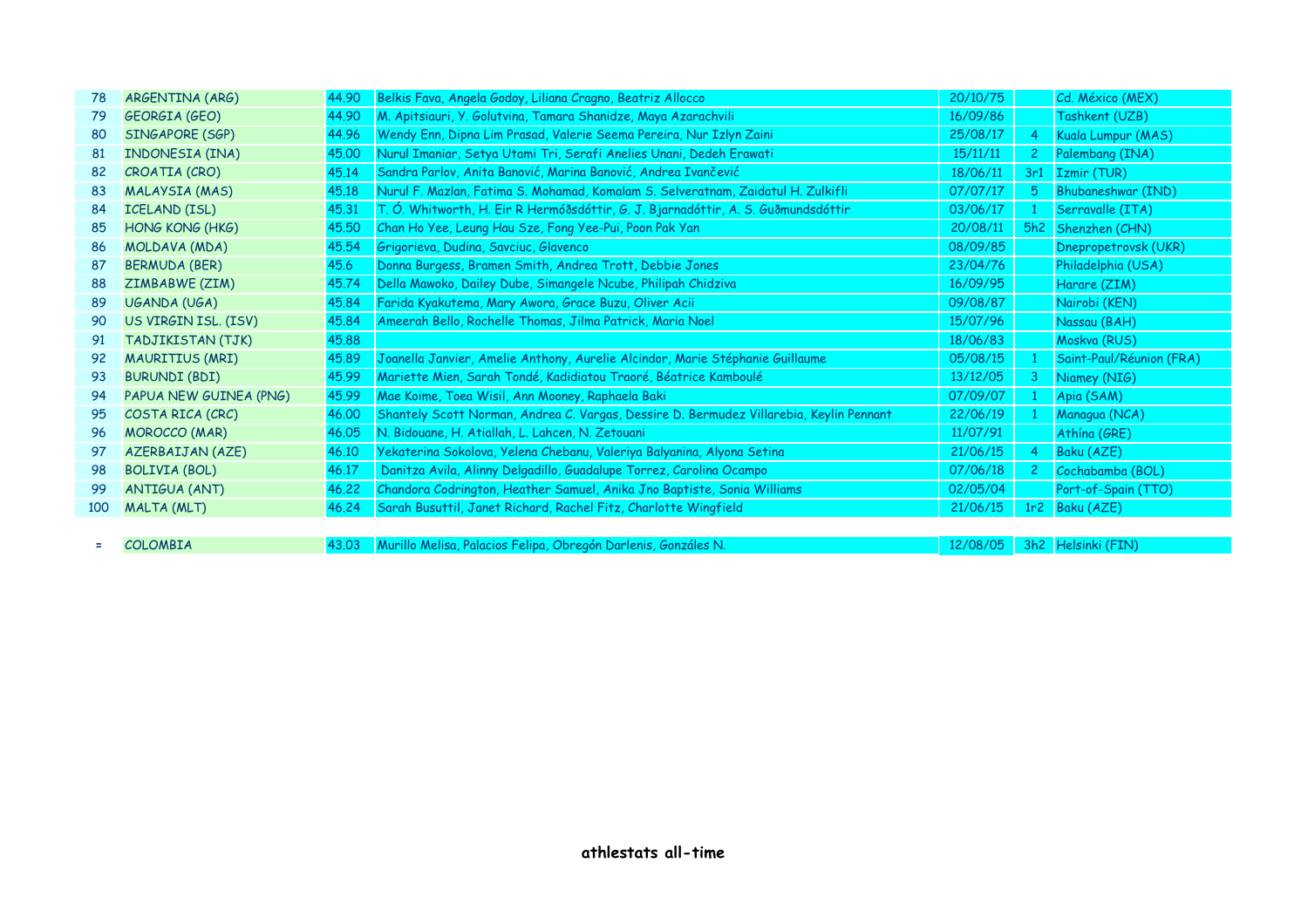| | | | | | | |
|---|---|---|---|---|---|---|
| 78 | ARGENTINA (ARG) | 44.90 | Belkis Fava, Angela Godoy, Liliana Cragno, Beatriz Allocco | 20/10/75 | | Cd. México (MEX) |
| 79 | GEORGIA (GEO) | 44.90 | M. Apitsiauri, Y. Golutvina, Tamara Shanidze, Maya Azarachvili | 16/09/86 | | Tashkent (UZB) |
| 80 | SINGAPORE (SGP) | 44.96 | Wendy Enn, Dipna Lim Prasad, Valerie Seema Pereira, Nur Izlyn Zaini | 25/08/17 | 4 | Kuala Lumpur (MAS) |
| 81 | INDONESIA (INA) | 45.00 | Nurul Imaniar, Setya Utami Tri, Serafi Anelies Unani, Dedeh Erawati | 15/11/11 | 2 | Palembang (INA) |
| 82 | CROATIA (CRO) | 45.14 | Sandra Parlov, Anita Banović, Marina Banović, Andrea Ivančević | 18/06/11 | 3r1 | Izmir (TUR) |
| 83 | MALAYSIA (MAS) | 45.18 | Nurul F. Mazlan, Fatima S. Mohamad, Komalam S. Selveratnam, Zaidatul H. Zulkifli | 07/07/17 | 5 | Bhubaneshwar (IND) |
| 84 | ICELAND (ISL) | 45.31 | T. Ó. Whitworth, H. Eir R Hermóðsdóttir, G. J. Bjarnadóttir, A. S. Guðmundsdóttir | 03/06/17 | 1 | Serravalle (ITA) |
| 85 | HONG KONG (HKG) | 45.50 | Chan Ho Yee, Leung Hau Sze, Fong Yee-Pui, Poon Pak Yan | 20/08/11 | 5h2 | Shenzhen (CHN) |
| 86 | MOLDAVA (MDA) | 45.54 | Grigorieva, Dudina, Savciuc, Glavenco | 08/09/85 | | Dnepropetrovsk (UKR) |
| 87 | BERMUDA (BER) | 45.6 | Donna Burgess, Bramen Smith, Andrea Trott, Debbie Jones | 23/04/76 | | Philadelphia (USA) |
| 88 | ZIMBABWE (ZIM) | 45.74 | Della Mawoko, Dailey Dube, Simangele Ncube, Philipah Chidziva | 16/09/95 | | Harare (ZIM) |
| 89 | UGANDA (UGA) | 45.84 | Farida Kyakutema, Mary Awora, Grace Buzu, Oliver Acii | 09/08/87 | | Nairobi (KEN) |
| 90 | US VIRGIN ISL. (ISV) | 45.84 | Ameerah Bello, Rochelle Thomas, Jilma Patrick, Maria Noel | 15/07/96 | | Nassau (BAH) |
| 91 | TADJIKISTAN (TJK) | 45.88 | | 18/06/83 | | Moskva (RUS) |
| 92 | MAURITIUS (MRI) | 45.89 | Joanella Janvier, Amelie Anthony, Aurelie Alcindor, Marie Stéphanie Guillaume | 05/08/15 | 1 | Saint-Paul/Réunion (FRA) |
| 93 | BURUNDI (BDI) | 45.99 | Mariette Mien, Sarah Tondé, Kadidiatou Traoré, Béatrice Kamboulé | 13/12/05 | 3 | Niamey (NIG) |
| 94 | PAPUA NEW GUINEA (PNG) | 45.99 | Mae Koime, Toea Wisil, Ann Mooney, Raphaela Baki | 07/09/07 | 1 | Apia (SAM) |
| 95 | COSTA RICA (CRC) | 46.00 | Shantely Scott Norman, Andrea C. Vargas, Dessire D. Bermudez Villarebia, Keylin Pennant | 22/06/19 | 1 | Managua (NCA) |
| 96 | MOROCCO (MAR) | 46.05 | N. Bidouane, H. Atiallah, L. Lahcen, N. Zetouani | 11/07/91 | | Athína (GRE) |
| 97 | AZERBAIJAN (AZE) | 46.10 | Yekaterina Sokolova, Yelena Chebanu, Valeriya Balyanina, Alyona Setina | 21/06/15 | 4 | Baku (AZE) |
| 98 | BOLIVIA (BOL) | 46.17 | Danitza Avila, Alinny Delgadillo, Guadalupe Torrez, Carolina Ocampo | 07/06/18 | 2 | Cochabamba (BOL) |
| 99 | ANTIGUA (ANT) | 46.22 | Chandora Codrington, Heather Samuel, Anika Jno Baptiste, Sonia Williams | 02/05/04 | | Port-of-Spain (TTO) |
| 100 | MALTA (MLT) | 46.24 | Sarah Busuttil, Janet Richard, Rachel Fitz, Charlotte Wingfield | 21/06/15 | 1r2 | Baku (AZE) |
| | | | | | | |
| = | COLOMBIA | 43.03 | Murillo Melisa, Palacios Felipa, Obregón Darlenis, Gonzáles N. | 12/08/05 | 3h2 | Helsinki (FIN) |

**athlestats all-time**